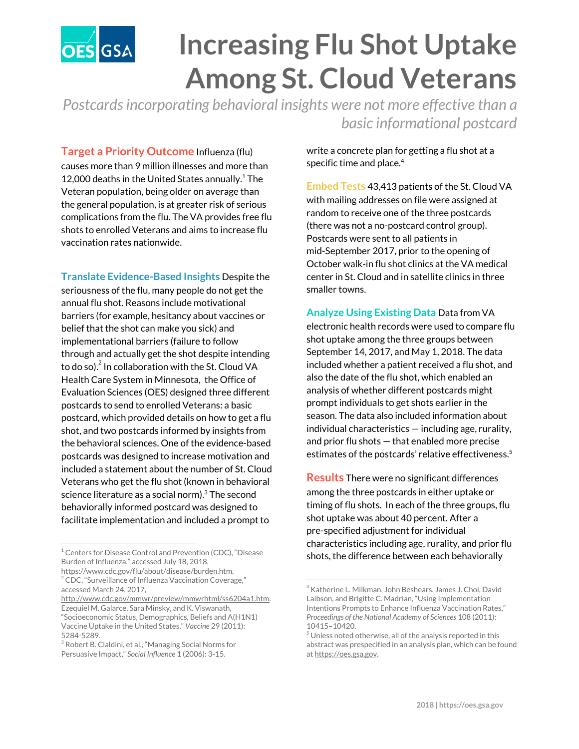# Increasing Flu Shot Uptake Among St. Cloud Veterans

*Postcards incorporating behavioral insights were not more effective than a basic informational postcard*

**Target a Priority Outcome** Influenza (flu) causes more than 9 million illnesses and more than 12,000 deaths in the United States annually.[1] The Veteran population, being older on average than the general population, is at greater risk of serious complications from the flu. The VA provides free flu shots to enrolled Veterans and aims to increase flu vaccination rates nationwide.

**Translate Evidence-Based Insights** Despite the seriousness of the flu, many people do not get the annual flu shot. Reasons include motivational barriers (for example, hesitancy about vaccines or belief that the shot can make you sick) and implementational barriers (failure to follow through and actually get the shot despite intending to do so).[2] In collaboration with the St. Cloud VA Health Care System in Minnesota, the Office of Evaluation Sciences (OES) designed three different postcards to send to enrolled Veterans: a basic postcard, which provided details on how to get a flu shot, and two postcards informed by insights from the behavioral sciences. One of the evidence-based postcards was designed to increase motivation and included a statement about the number of St. Cloud Veterans who get the flu shot (known in behavioral science literature as a social norm).[3] The second behaviorally informed postcard was designed to facilitate implementation and included a prompt to write a concrete plan for getting a flu shot at a specific time and place.[4]

**Embed Tests** 43,413 patients of the St. Cloud VA with mailing addresses on file were assigned at random to receive one of the three postcards (there was not a no-postcard control group). Postcards were sent to all patients in mid-September 2017, prior to the opening of October walk-in flu shot clinics at the VA medical center in St. Cloud and in satellite clinics in three smaller towns.

**Analyze Using Existing Data** Data from VA electronic health records were used to compare flu shot uptake among the three groups between September 14, 2017, and May 1, 2018. The data included whether a patient received a flu shot, and also the date of the flu shot, which enabled an analysis of whether different postcards might prompt individuals to get shots earlier in the season. The data also included information about individual characteristics — including age, rurality, and prior flu shots — that enabled more precise estimates of the postcards' relative effectiveness.[5]

**Results** There were no significant differences among the three postcards in either uptake or timing of flu shots. In each of the three groups, flu shot uptake was about 40 percent. After a pre-specified adjustment for individual characteristics including age, rurality, and prior flu shots, the difference between each behaviorally

---

[1] Centers for Disease Control and Prevention (CDC), "Disease Burden of Influenza," accessed July 18, 2018, https://www.cdc.gov/flu/about/disease/burden.htm.

[2] CDC, "Surveillance of Influenza Vaccination Coverage," accessed March 24, 2017, http://www.cdc.gov/mmwr/preview/mmwrhtml/ss6204a1.htm. Ezequiel M. Galarce, Sara Minsky, and K. Viswanath, "Socioeconomic Status, Demographics, Beliefs and A(H1N1) Vaccine Uptake in the United States," *Vaccine* 29 (2011): 5284-5289.

[3] Robert B. Cialdini, et al., "Managing Social Norms for Persuasive Impact," *Social Influence* 1 (2006): 3-15.

[4] Katherine L. Milkman, John Beshears, James J. Choi, David Laibson, and Brigitte C. Madrian, "Using Implementation Intentions Prompts to Enhance Influenza Vaccination Rates," *Proceedings of the National Academy of Sciences* 108 (2011): 10415–10420.

[5] Unless noted otherwise, all of the analysis reported in this abstract was prespecified in an analysis plan, which can be found at https://oes.gsa.gov.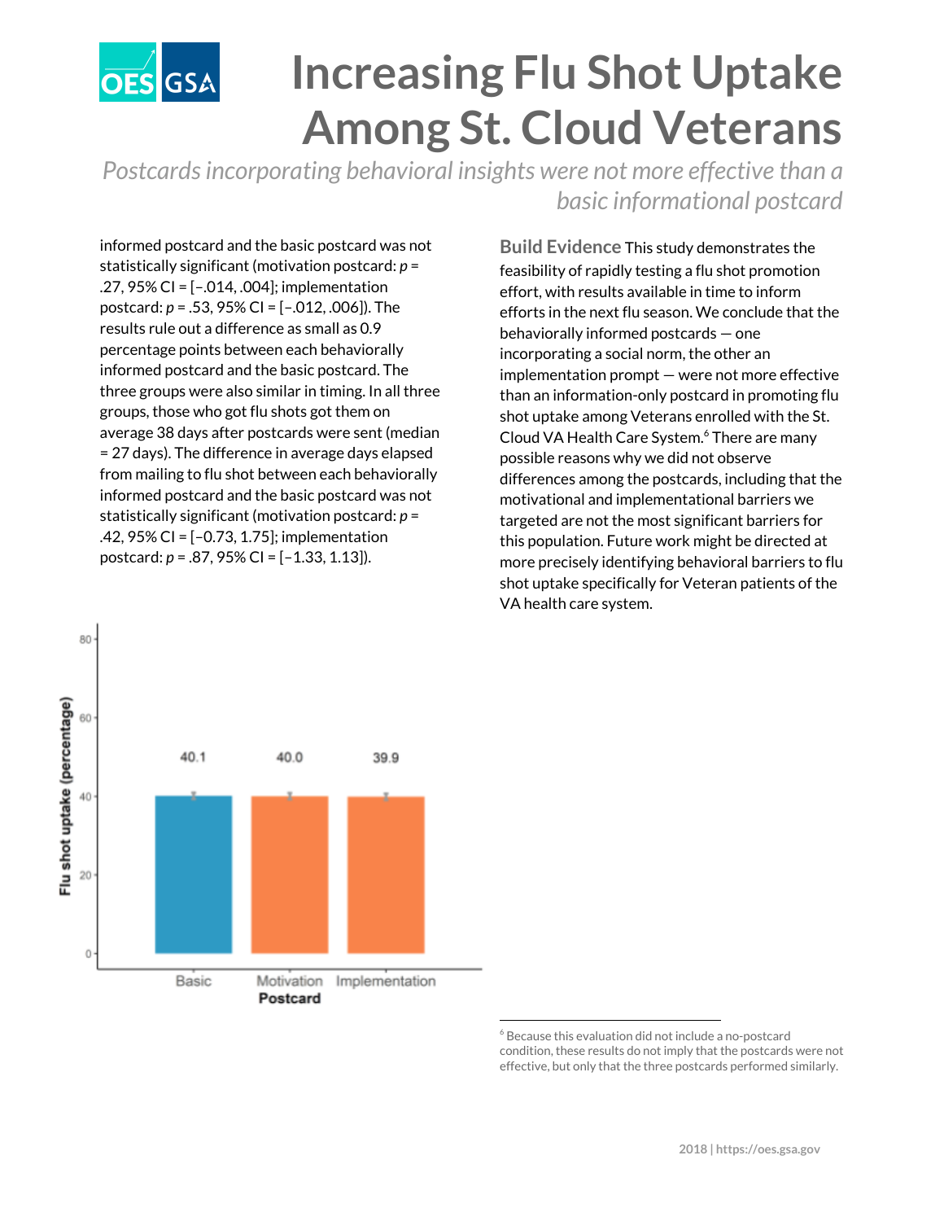# Increasing Flu Shot Uptake Among St. Cloud Veterans

*Postcards incorporating behavioral insights were not more effective than a basic informational postcard*

informed postcard and the basic postcard was not statistically significant (motivation postcard: $p$ = .27, 95% CI = [–.014, .004]; implementation postcard: $p$ = .53, 95% CI = [–.012, .006]). The results rule out a difference as small as 0.9 percentage points between each behaviorally informed postcard and the basic postcard. The three groups were also similar in timing. In all three groups, those who got flu shots got them on average 38 days after postcards were sent (median = 27 days). The difference in average days elapsed from mailing to flu shot between each behaviorally informed postcard and the basic postcard was not statistically significant (motivation postcard: $p$ = .42, 95% CI = [–0.73, 1.75]; implementation postcard: $p$ = .87, 95% CI = [–1.33, 1.13]).

Flu shot uptake (percentage)

80
60
40
20
0

40.1
40.0
39.9

Basic
Motivation
Implementation

Postcard

**Build Evidence** This study demonstrates the feasibility of rapidly testing a flu shot promotion effort, with results available in time to inform efforts in the next flu season. We conclude that the behaviorally informed postcards — one incorporating a social norm, the other an implementation prompt — were not more effective than an information-only postcard in promoting flu shot uptake among Veterans enrolled with the St. Cloud VA Health Care System.[6] There are many possible reasons why we did not observe differences among the postcards, including that the motivational and implementational barriers we targeted are not the most significant barriers for this population. Future work might be directed at more precisely identifying behavioral barriers to flu shot uptake specifically for Veteran patients of the VA health care system.

[6] Because this evaluation did not include a no-postcard condition, these results do not imply that the postcards were not effective, but only that the three postcards performed similarly.